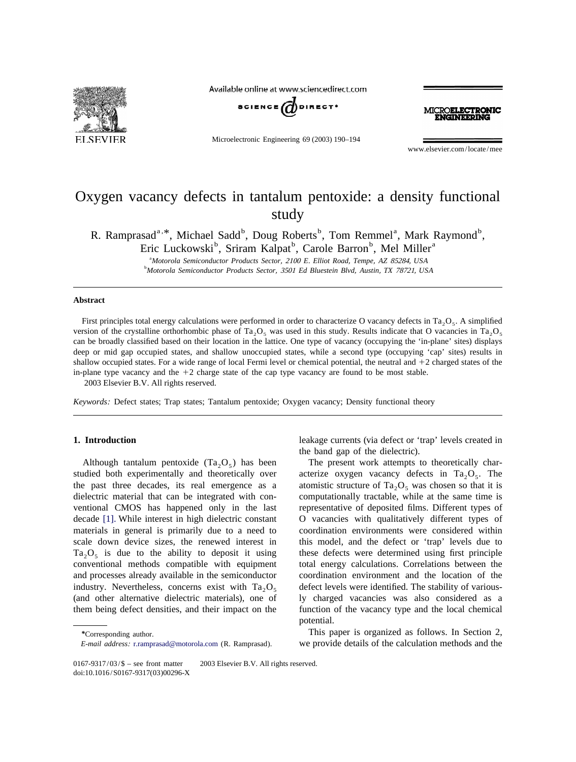# Oxygen vacancy defects in tantalum pentoxide: a density functional study

R. Ramprasad[a,*], Michael Sadd[b], Doug Roberts[b], Tom Remmel[a], Mark Raymond[b], Eric Luckowski[b], Sriram Kalpat[b], Carole Barron[b], Mel Miller[a]

[a]*Motorola Semiconductor Products Sector, 2100 E. Elliot Road, Tempe, AZ 85284, USA*

[b]*Motorola Semiconductor Products Sector, 3501 Ed Bluestein Blvd, Austin, TX 78721, USA*

---

### Abstract

First principles total energy calculations were performed in order to characterize O vacancy defects in $Ta_2O_5$. A simplified version of the crystalline orthorhombic phase of $Ta_2O_5$ was used in this study. Results indicate that O vacancies in $Ta_2O_5$ can be broadly classified based on their location in the lattice. One type of vacancy (occupying the 'in-plane' sites) displays deep or mid gap occupied states, and shallow unoccupied states, while a second type (occupying 'cap' sites) results in shallow occupied states. For a wide range of local Fermi level or chemical potential, the neutral and +2 charged states of the in-plane type vacancy and the +2 charge state of the cap type vacancy are found to be most stable.

2003 Elsevier B.V. All rights reserved.

*Keywords:* Defect states; Trap states; Tantalum pentoxide; Oxygen vacancy; Density functional theory

---

## 1. Introduction

Although tantalum pentoxide ($Ta_2O_5$) has been studied both experimentally and theoretically over the past three decades, its real emergence as a dielectric material that can be integrated with conventional CMOS has happened only in the last decade [1]. While interest in high dielectric constant materials in general is primarily due to a need to scale down device sizes, the renewed interest in $Ta_2O_5$ is due to the ability to deposit it using conventional methods compatible with equipment and processes already available in the semiconductor industry. Nevertheless, concerns exist with $Ta_2O_5$ (and other alternative dielectric materials), one of them being defect densities, and their impact on the leakage currents (via defect or 'trap' levels created in the band gap of the dielectric).

The present work attempts to theoretically characterize oxygen vacancy defects in $Ta_2O_5$. The atomistic structure of $Ta_2O_5$ was chosen so that it is computationally tractable, while at the same time is representative of deposited films. Different types of O vacancies with qualitatively different types of coordination environments were considered within this model, and the defect or 'trap' levels due to these defects were determined using first principle total energy calculations. Correlations between the coordination environment and the location of the defect levels were identified. The stability of variously charged vacancies was also considered as a function of the vacancy type and the local chemical potential.

This paper is organized as follows. In Section 2, we provide details of the calculation methods and the

---

*Corresponding author.

*E-mail address:* r.ramprasad@motorola.com (R. Ramprasad).

0167-9317/03/$ – see front matter 2003 Elsevier B.V. All rights reserved.
doi:10.1016/S0167-9317(03)00296-X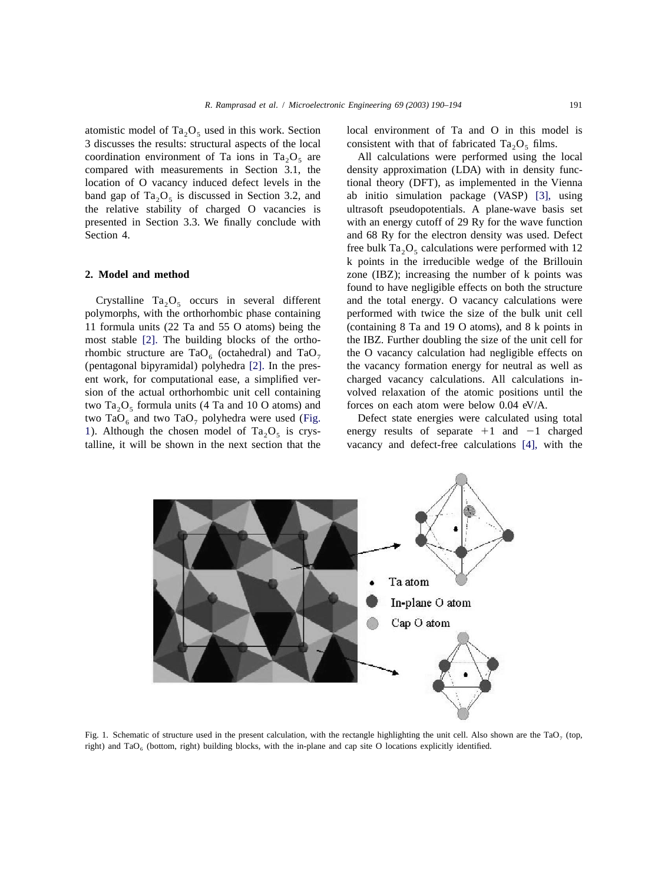atomistic model of $Ta_2O_5$ used in this work. Section 3 discusses the results: structural aspects of the local coordination environment of Ta ions in $Ta_2O_5$ are compared with measurements in Section 3.1, the location of O vacancy induced defect levels in the band gap of $Ta_2O_5$ is discussed in Section 3.2, and the relative stability of charged O vacancies is presented in Section 3.3. We finally conclude with Section 4.

## 2. Model and method

Crystalline $Ta_2O_5$ occurs in several different polymorphs, with the orthorhombic phase containing 11 formula units (22 Ta and 55 O atoms) being the most stable [2]. The building blocks of the orthorhombic structure are $TaO_6$ (octahedral) and $TaO_7$ (pentagonal bipyramidal) polyhedra [2]. In the present work, for computational ease, a simplified version of the actual orthorhombic unit cell containing two $Ta_2O_5$ formula units (4 Ta and 10 O atoms) and two $TaO_6$ and two $TaO_7$ polyhedra were used (Fig. 1). Although the chosen model of $Ta_2O_5$ is crystalline, it will be shown in the next section that the local environment of Ta and O in this model is consistent with that of fabricated $Ta_2O_5$ films.

All calculations were performed using the local density approximation (LDA) with in density functional theory (DFT), as implemented in the Vienna ab initio simulation package (VASP) [3], using ultrasoft pseudopotentials. A plane-wave basis set with an energy cutoff of 29 Ry for the wave function and 68 Ry for the electron density was used. Defect free bulk $Ta_2O_5$ calculations were performed with 12 k points in the irreducible wedge of the Brillouin zone (IBZ); increasing the number of k points was found to have negligible effects on both the structure and the total energy. O vacancy calculations were performed with twice the size of the bulk unit cell (containing 8 Ta and 19 O atoms), and 8 k points in the IBZ. Further doubling the size of the unit cell for the O vacancy calculation had negligible effects on the vacancy formation energy for neutral as well as charged vacancy calculations. All calculations involved relaxation of the atomic positions until the forces on each atom were below 0.04 eV/A.

Defect state energies were calculated using total energy results of separate +1 and −1 charged vacancy and defect-free calculations [4], with the

Fig. 1. Schematic of structure used in the present calculation, with the rectangle highlighting the unit cell. Also shown are the $TaO_7$ (top, right) and $TaO_6$ (bottom, right) building blocks, with the in-plane and cap site O locations explicitly identified.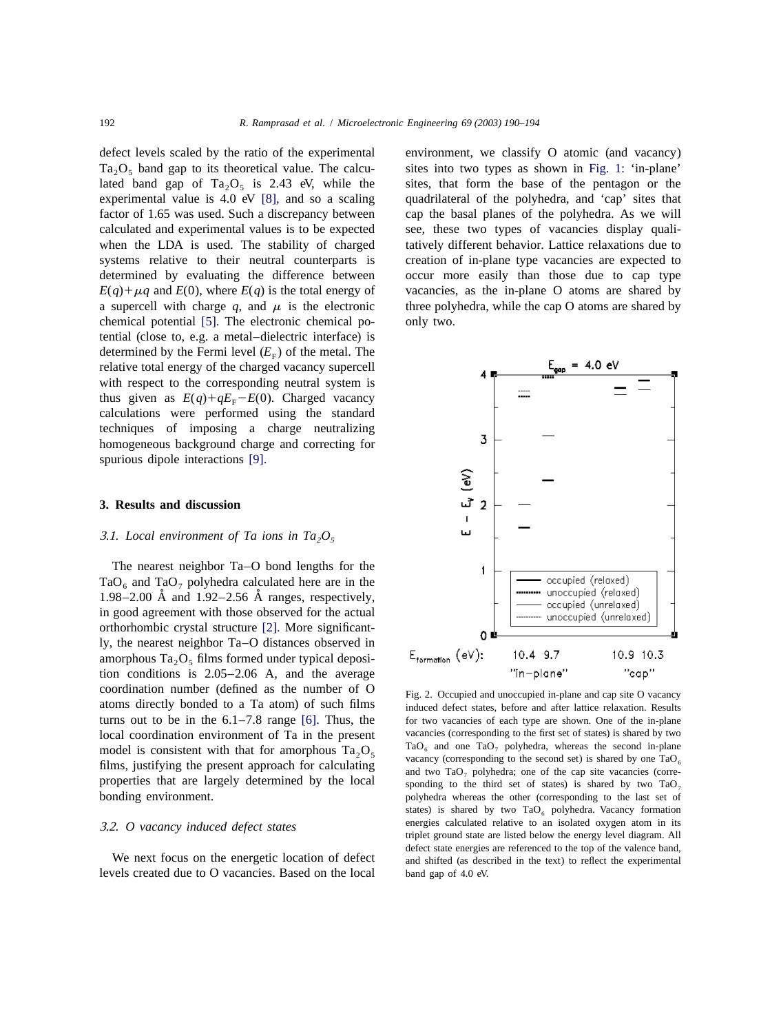defect levels scaled by the ratio of the experimental $Ta_2O_5$ band gap to its theoretical value. The calculated band gap of $Ta_2O_5$ is 2.43 eV, while the experimental value is 4.0 eV [8], and so a scaling factor of 1.65 was used. Such a discrepancy between calculated and experimental values is to be expected when the LDA is used. The stability of charged systems relative to their neutral counterparts is determined by evaluating the difference between $E(q)+\mu q$ and $E(0)$, where $E(q)$ is the total energy of a supercell with charge $q$, and $\mu$ is the electronic chemical potential [5]. The electronic chemical potential (close to, e.g. a metal–dielectric interface) is determined by the Fermi level ($E_F$) of the metal. The relative total energy of the charged vacancy supercell with respect to the corresponding neutral system is thus given as $E(q)+qE_F-E(0)$. Charged vacancy calculations were performed using the standard techniques of imposing a charge neutralizing homogeneous background charge and correcting for spurious dipole interactions [9].

## 3. Results and discussion

### 3.1. Local environment of Ta ions in $Ta_2O_5$

The nearest neighbor Ta–O bond lengths for the $TaO_6$ and $TaO_7$ polyhedra calculated here are in the 1.98–2.00 Å and 1.92–2.56 Å ranges, respectively, in good agreement with those observed for the actual orthorhombic crystal structure [2]. More significantly, the nearest neighbor Ta–O distances observed in amorphous $Ta_2O_5$ films formed under typical deposition conditions is 2.05–2.06 A, and the average coordination number (defined as the number of O atoms directly bonded to a Ta atom) of such films turns out to be in the 6.1–7.8 range [6]. Thus, the local coordination environment of Ta in the present model is consistent with that for amorphous $Ta_2O_5$ films, justifying the present approach for calculating properties that are largely determined by the local bonding environment.

### 3.2. O vacancy induced defect states

We next focus on the energetic location of defect levels created due to O vacancies. Based on the local environment, we classify O atomic (and vacancy) sites into two types as shown in Fig. 1: 'in-plane' sites, that form the base of the pentagon or the quadrilateral of the polyhedra, and 'cap' sites that cap the basal planes of the polyhedra. As we will see, these two types of vacancies display qualitatively different behavior. Lattice relaxations due to creation of in-plane type vacancies are expected to occur more easily than those due to cap type vacancies, as the in-plane O atoms are shared by three polyhedra, while the cap O atoms are shared by only two.

Fig. 2. Occupied and unoccupied in-plane and cap site O vacancy induced defect states, before and after lattice relaxation. Results for two vacancies of each type are shown. One of the in-plane vacancies (corresponding to the first set of states) is shared by two $TaO_6$ and one $TaO_7$ polyhedra, whereas the second in-plane vacancy (corresponding to the second set) is shared by one $TaO_6$ and two $TaO_7$ polyhedra; one of the cap site vacancies (corresponding to the third set of states) is shared by two $TaO_7$ polyhedra whereas the other (corresponding to the last set of states) is shared by two $TaO_6$ polyhedra. Vacancy formation energies calculated relative to an isolated oxygen atom in its triplet ground state are listed below the energy level diagram. All defect state energies are referenced to the top of the valence band, and shifted (as described in the text) to reflect the experimental band gap of 4.0 eV.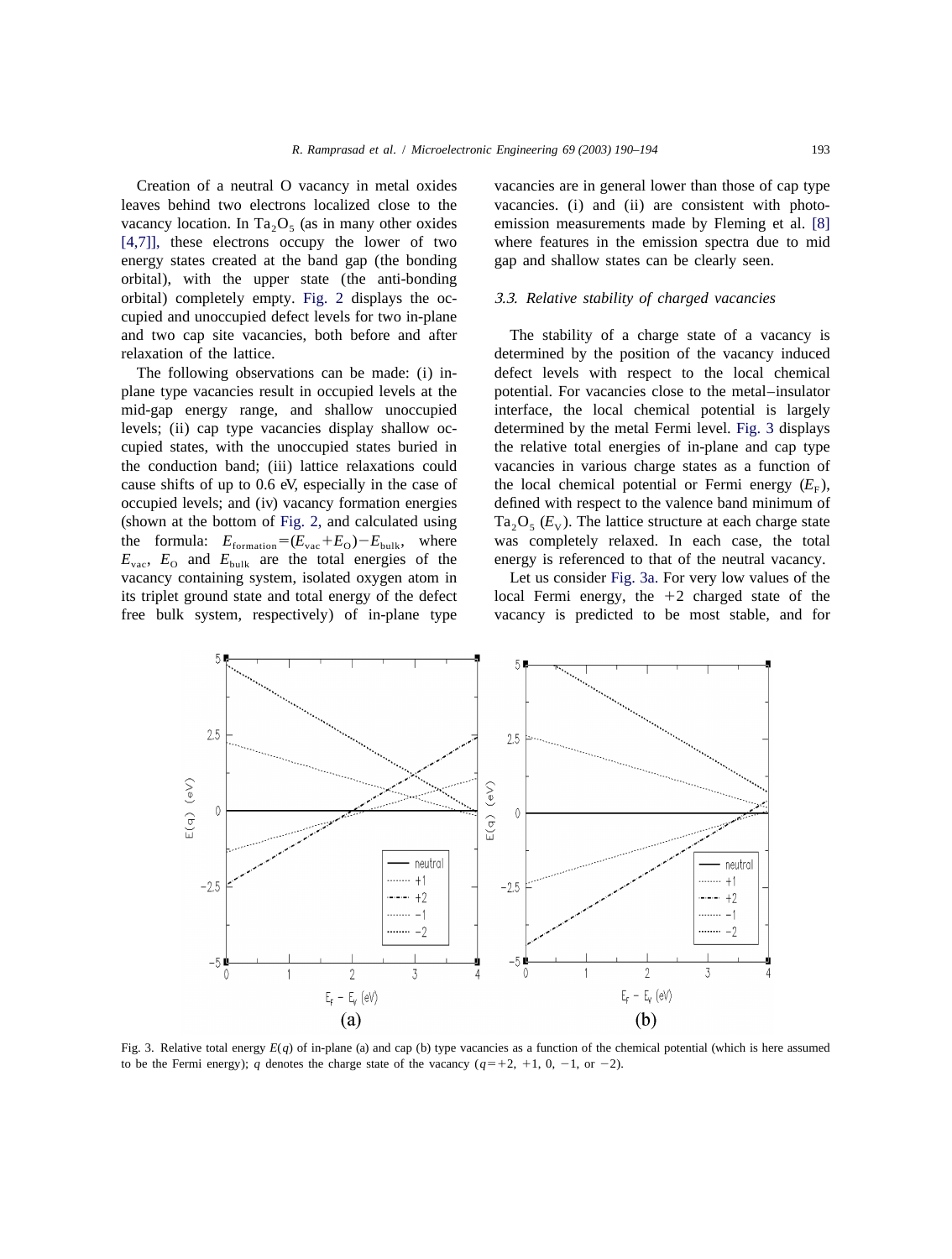Creation of a neutral O vacancy in metal oxides leaves behind two electrons localized close to the vacancy location. In $Ta_2O_5$ (as in many other oxides [4,7]], these electrons occupy the lower of two energy states created at the band gap (the bonding orbital), with the upper state (the anti-bonding orbital) completely empty. Fig. 2 displays the occupied and unoccupied defect levels for two in-plane and two cap site vacancies, both before and after relaxation of the lattice.

The following observations can be made: (i) in-plane type vacancies result in occupied levels at the mid-gap energy range, and shallow unoccupied levels; (ii) cap type vacancies display shallow occupied states, with the unoccupied states buried in the conduction band; (iii) lattice relaxations could cause shifts of up to 0.6 eV, especially in the case of occupied levels; and (iv) vacancy formation energies (shown at the bottom of Fig. 2, and calculated using the formula: $E_{\mathrm{formation}} = (E_{\mathrm{vac}} + E_{\mathrm{O}}) - E_{\mathrm{bulk}}$, where $E_{\mathrm{vac}}$, $E_{\mathrm{O}}$ and $E_{\mathrm{bulk}}$ are the total energies of the vacancy containing system, isolated oxygen atom in its triplet ground state and total energy of the defect free bulk system, respectively) of in-plane type vacancies are in general lower than those of cap type vacancies. (i) and (ii) are consistent with photoemission measurements made by Fleming et al. [8] where features in the emission spectra due to mid gap and shallow states can be clearly seen.

### 3.3. Relative stability of charged vacancies

The stability of a charge state of a vacancy is determined by the position of the vacancy induced defect levels with respect to the local chemical potential. For vacancies close to the metal–insulator interface, the local chemical potential is largely determined by the metal Fermi level. Fig. 3 displays the relative total energies of in-plane and cap type vacancies in various charge states as a function of the local chemical potential or Fermi energy ($E_F$), defined with respect to the valence band minimum of $Ta_2O_5$ ($E_V$). The lattice structure at each charge state was completely relaxed. In each case, the total energy is referenced to that of the neutral vacancy.

Let us consider Fig. 3a. For very low values of the local Fermi energy, the +2 charged state of the vacancy is predicted to be most stable, and for

Fig. 3. Relative total energy $E(q)$ of in-plane (a) and cap (b) type vacancies as a function of the chemical potential (which is here assumed to be the Fermi energy); $q$ denotes the charge state of the vacancy ($q = +2$, $+1$, 0, $-1$, or $-2$).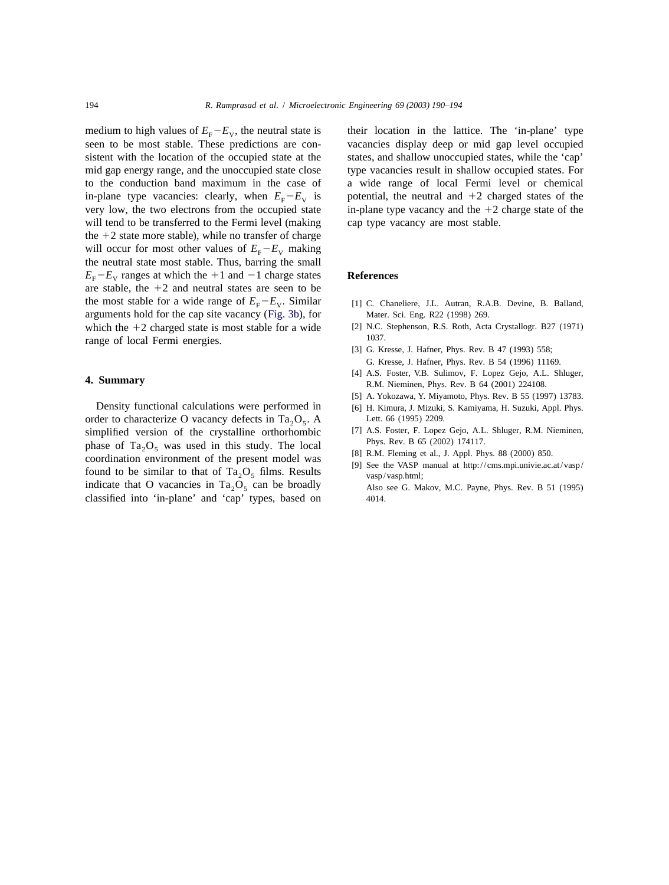medium to high values of $E_F - E_V$, the neutral state is seen to be most stable. These predictions are consistent with the location of the occupied state at the mid gap energy range, and the unoccupied state close to the conduction band maximum in the case of in-plane type vacancies: clearly, when $E_F - E_V$ is very low, the two electrons from the occupied state will tend to be transferred to the Fermi level (making the $+2$ state more stable), while no transfer of charge will occur for most other values of $E_F - E_V$ making the neutral state most stable. Thus, barring the small $E_F - E_V$ ranges at which the $+1$ and $-1$ charge states are stable, the $+2$ and neutral states are seen to be the most stable for a wide range of $E_F - E_V$. Similar arguments hold for the cap site vacancy (Fig. 3b), for which the $+2$ charged state is most stable for a wide range of local Fermi energies.

## 4. Summary

Density functional calculations were performed in order to characterize O vacancy defects in $Ta_2O_5$. A simplified version of the crystalline orthorhombic phase of $Ta_2O_5$ was used in this study. The local coordination environment of the present model was found to be similar to that of $Ta_2O_5$ films. Results indicate that O vacancies in $Ta_2O_5$ can be broadly classified into 'in-plane' and 'cap' types, based on their location in the lattice. The 'in-plane' type vacancies display deep or mid gap level occupied states, and shallow unoccupied states, while the 'cap' type vacancies result in shallow occupied states. For a wide range of local Fermi level or chemical potential, the neutral and $+2$ charged states of the in-plane type vacancy and the $+2$ charge state of the cap type vacancy are most stable.

## References

[1] C. Chaneliere, J.L. Autran, R.A.B. Devine, B. Balland, Mater. Sci. Eng. R22 (1998) 269.

[2] N.C. Stephenson, R.S. Roth, Acta Crystallogr. B27 (1971) 1037.

[3] G. Kresse, J. Hafner, Phys. Rev. B 47 (1993) 558;
G. Kresse, J. Hafner, Phys. Rev. B 54 (1996) 11169.

[4] A.S. Foster, V.B. Sulimov, F. Lopez Gejo, A.L. Shluger, R.M. Nieminen, Phys. Rev. B 64 (2001) 224108.

[5] A. Yokozawa, Y. Miyamoto, Phys. Rev. B 55 (1997) 13783.

[6] H. Kimura, J. Mizuki, S. Kamiyama, H. Suzuki, Appl. Phys. Lett. 66 (1995) 2209.

[7] A.S. Foster, F. Lopez Gejo, A.L. Shluger, R.M. Nieminen, Phys. Rev. B 65 (2002) 174117.

[8] R.M. Fleming et al., J. Appl. Phys. 88 (2000) 850.

[9] See the VASP manual at http://cms.mpi.univie.ac.at/vasp/vasp/vasp.html;
Also see G. Makov, M.C. Payne, Phys. Rev. B 51 (1995) 4014.